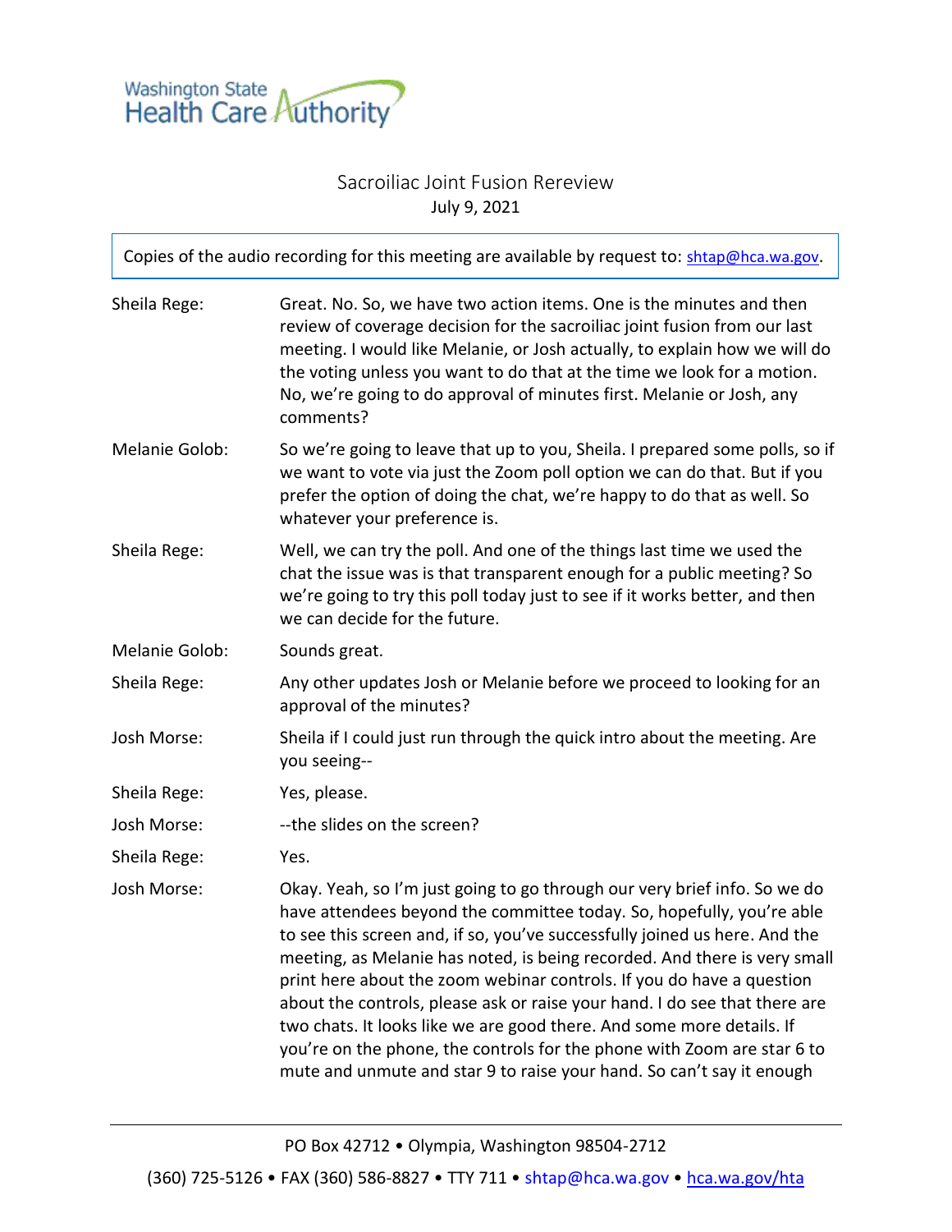Washington State Health Care Authority

# Sacroiliac Joint Fusion Rereview

July 9, 2021

Copies of the audio recording for this meeting are available by request to: shtap@hca.wa.gov.

| | |
|---|---|
| Sheila Rege: | Great. No. So, we have two action items. One is the minutes and then review of coverage decision for the sacroiliac joint fusion from our last meeting. I would like Melanie, or Josh actually, to explain how we will do the voting unless you want to do that at the time we look for a motion. No, we're going to do approval of minutes first. Melanie or Josh, any comments? |
| Melanie Golob: | So we're going to leave that up to you, Sheila. I prepared some polls, so if we want to vote via just the Zoom poll option we can do that. But if you prefer the option of doing the chat, we're happy to do that as well. So whatever your preference is. |
| Sheila Rege: | Well, we can try the poll. And one of the things last time we used the chat the issue was is that transparent enough for a public meeting? So we're going to try this poll today just to see if it works better, and then we can decide for the future. |
| Melanie Golob: | Sounds great. |
| Sheila Rege: | Any other updates Josh or Melanie before we proceed to looking for an approval of the minutes? |
| Josh Morse: | Sheila if I could just run through the quick intro about the meeting. Are you seeing-- |
| Sheila Rege: | Yes, please. |
| Josh Morse: | --the slides on the screen? |
| Sheila Rege: | Yes. |
| Josh Morse: | Okay. Yeah, so I'm just going to go through our very brief info. So we do have attendees beyond the committee today. So, hopefully, you're able to see this screen and, if so, you've successfully joined us here. And the meeting, as Melanie has noted, is being recorded. And there is very small print here about the zoom webinar controls. If you do have a question about the controls, please ask or raise your hand. I do see that there are two chats. It looks like we are good there. And some more details. If you're on the phone, the controls for the phone with Zoom are star 6 to mute and unmute and star 9 to raise your hand. So can't say it enough |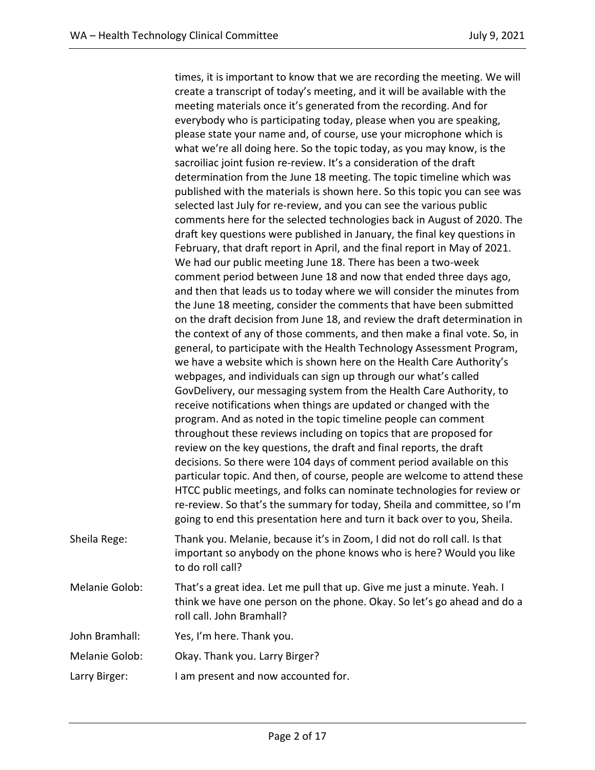times, it is important to know that we are recording the meeting. We will create a transcript of today's meeting, and it will be available with the meeting materials once it's generated from the recording. And for everybody who is participating today, please when you are speaking, please state your name and, of course, use your microphone which is what we're all doing here. So the topic today, as you may know, is the sacroiliac joint fusion re-review. It's a consideration of the draft determination from the June 18 meeting. The topic timeline which was published with the materials is shown here. So this topic you can see was selected last July for re-review, and you can see the various public comments here for the selected technologies back in August of 2020. The draft key questions were published in January, the final key questions in February, that draft report in April, and the final report in May of 2021. We had our public meeting June 18. There has been a two-week comment period between June 18 and now that ended three days ago, and then that leads us to today where we will consider the minutes from the June 18 meeting, consider the comments that have been submitted on the draft decision from June 18, and review the draft determination in the context of any of those comments, and then make a final vote. So, in general, to participate with the Health Technology Assessment Program, we have a website which is shown here on the Health Care Authority's webpages, and individuals can sign up through our what's called GovDelivery, our messaging system from the Health Care Authority, to receive notifications when things are updated or changed with the program. And as noted in the topic timeline people can comment throughout these reviews including on topics that are proposed for review on the key questions, the draft and final reports, the draft decisions. So there were 104 days of comment period available on this particular topic. And then, of course, people are welcome to attend these HTCC public meetings, and folks can nominate technologies for review or re-review. So that's the summary for today, Sheila and committee, so I'm going to end this presentation here and turn it back over to you, Sheila.

Sheila Rege: Thank you. Melanie, because it's in Zoom, I did not do roll call. Is that important so anybody on the phone knows who is here? Would you like to do roll call?

Melanie Golob: That's a great idea. Let me pull that up. Give me just a minute. Yeah. I think we have one person on the phone. Okay. So let's go ahead and do a roll call. John Bramhall?

John Bramhall: Yes, I'm here. Thank you.

Melanie Golob: Okay. Thank you. Larry Birger?

Larry Birger: I am present and now accounted for.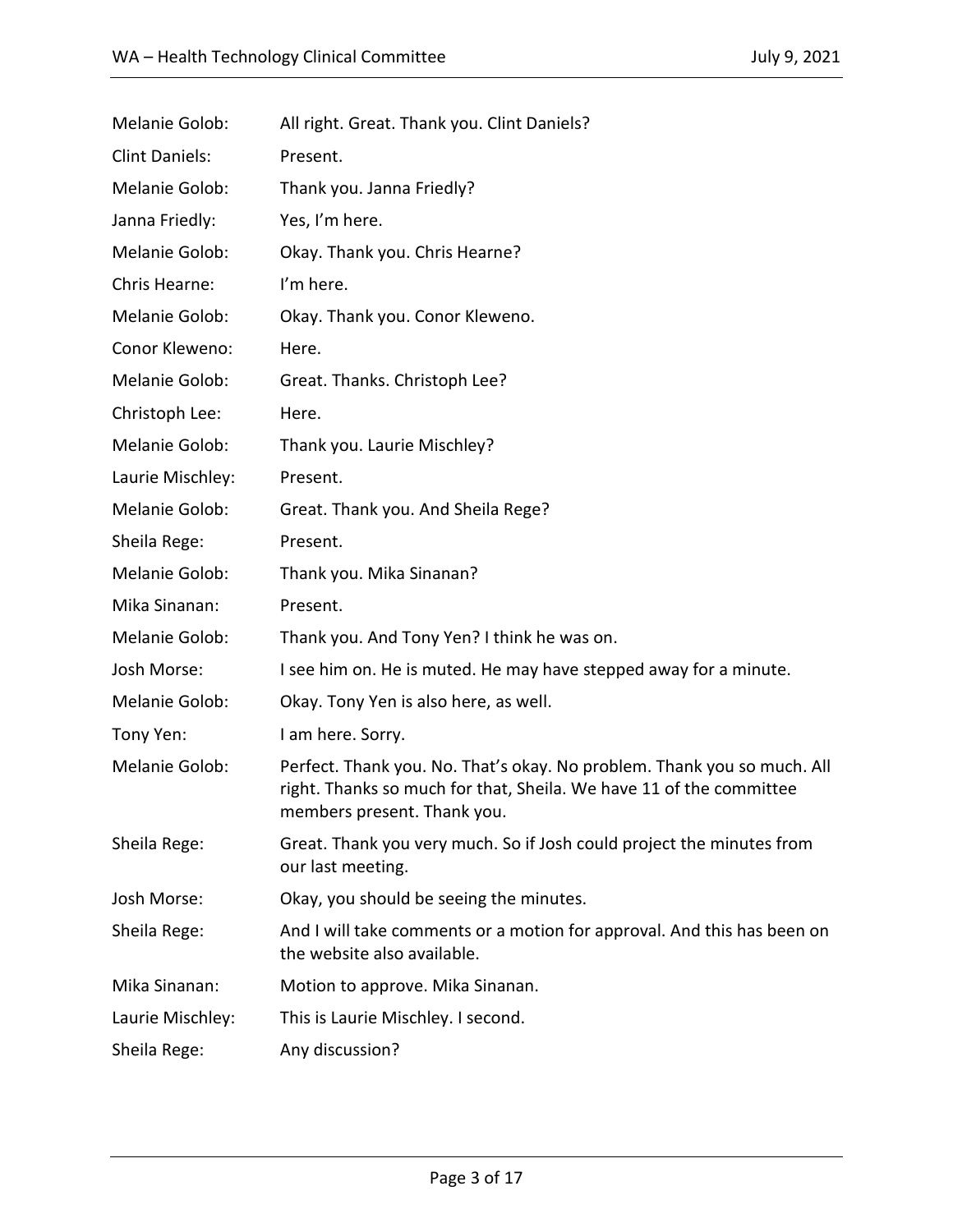Melanie Golob: All right. Great. Thank you. Clint Daniels?

Clint Daniels: Present.

Melanie Golob: Thank you. Janna Friedly?

Janna Friedly: Yes, I'm here.

Melanie Golob: Okay. Thank you. Chris Hearne?

Chris Hearne: I'm here.

Melanie Golob: Okay. Thank you. Conor Kleweno.

Conor Kleweno: Here.

Melanie Golob: Great. Thanks. Christoph Lee?

Christoph Lee: Here.

Melanie Golob: Thank you. Laurie Mischley?

Laurie Mischley: Present.

Melanie Golob: Great. Thank you. And Sheila Rege?

Sheila Rege: Present.

Melanie Golob: Thank you. Mika Sinanan?

Mika Sinanan: Present.

Melanie Golob: Thank you. And Tony Yen? I think he was on.

Josh Morse: I see him on. He is muted. He may have stepped away for a minute.

Melanie Golob: Okay. Tony Yen is also here, as well.

Tony Yen: I am here. Sorry.

Melanie Golob: Perfect. Thank you. No. That's okay. No problem. Thank you so much. All right. Thanks so much for that, Sheila. We have 11 of the committee members present. Thank you.

Sheila Rege: Great. Thank you very much. So if Josh could project the minutes from our last meeting.

Josh Morse: Okay, you should be seeing the minutes.

Sheila Rege: And I will take comments or a motion for approval. And this has been on the website also available.

Mika Sinanan: Motion to approve. Mika Sinanan.

Laurie Mischley: This is Laurie Mischley. I second.

Sheila Rege: Any discussion?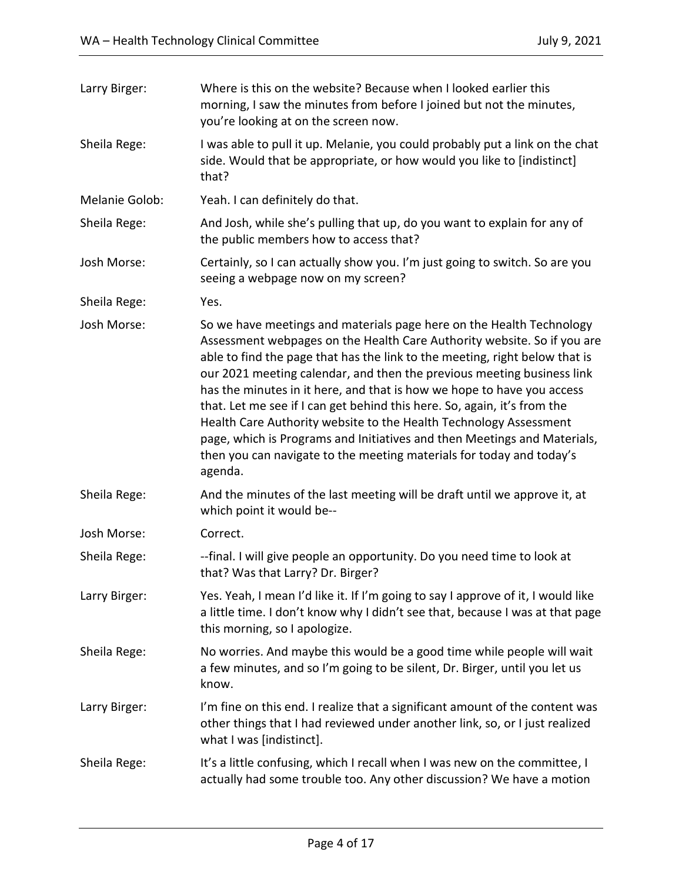Larry Birger: Where is this on the website? Because when I looked earlier this morning, I saw the minutes from before I joined but not the minutes, you're looking at on the screen now.

Sheila Rege: I was able to pull it up. Melanie, you could probably put a link on the chat side. Would that be appropriate, or how would you like to [indistinct] that?

Melanie Golob: Yeah. I can definitely do that.

Sheila Rege: And Josh, while she's pulling that up, do you want to explain for any of the public members how to access that?

Josh Morse: Certainly, so I can actually show you. I'm just going to switch. So are you seeing a webpage now on my screen?

Sheila Rege: Yes.

Josh Morse: So we have meetings and materials page here on the Health Technology Assessment webpages on the Health Care Authority website. So if you are able to find the page that has the link to the meeting, right below that is our 2021 meeting calendar, and then the previous meeting business link has the minutes in it here, and that is how we hope to have you access that. Let me see if I can get behind this here. So, again, it's from the Health Care Authority website to the Health Technology Assessment page, which is Programs and Initiatives and then Meetings and Materials, then you can navigate to the meeting materials for today and today's agenda.

Sheila Rege: And the minutes of the last meeting will be draft until we approve it, at which point it would be--

Josh Morse: Correct.

Sheila Rege: --final. I will give people an opportunity. Do you need time to look at that? Was that Larry? Dr. Birger?

Larry Birger: Yes. Yeah, I mean I'd like it. If I'm going to say I approve of it, I would like a little time. I don't know why I didn't see that, because I was at that page this morning, so I apologize.

Sheila Rege: No worries. And maybe this would be a good time while people will wait a few minutes, and so I'm going to be silent, Dr. Birger, until you let us know.

Larry Birger: I'm fine on this end. I realize that a significant amount of the content was other things that I had reviewed under another link, so, or I just realized what I was [indistinct].

Sheila Rege: It's a little confusing, which I recall when I was new on the committee, I actually had some trouble too. Any other discussion? We have a motion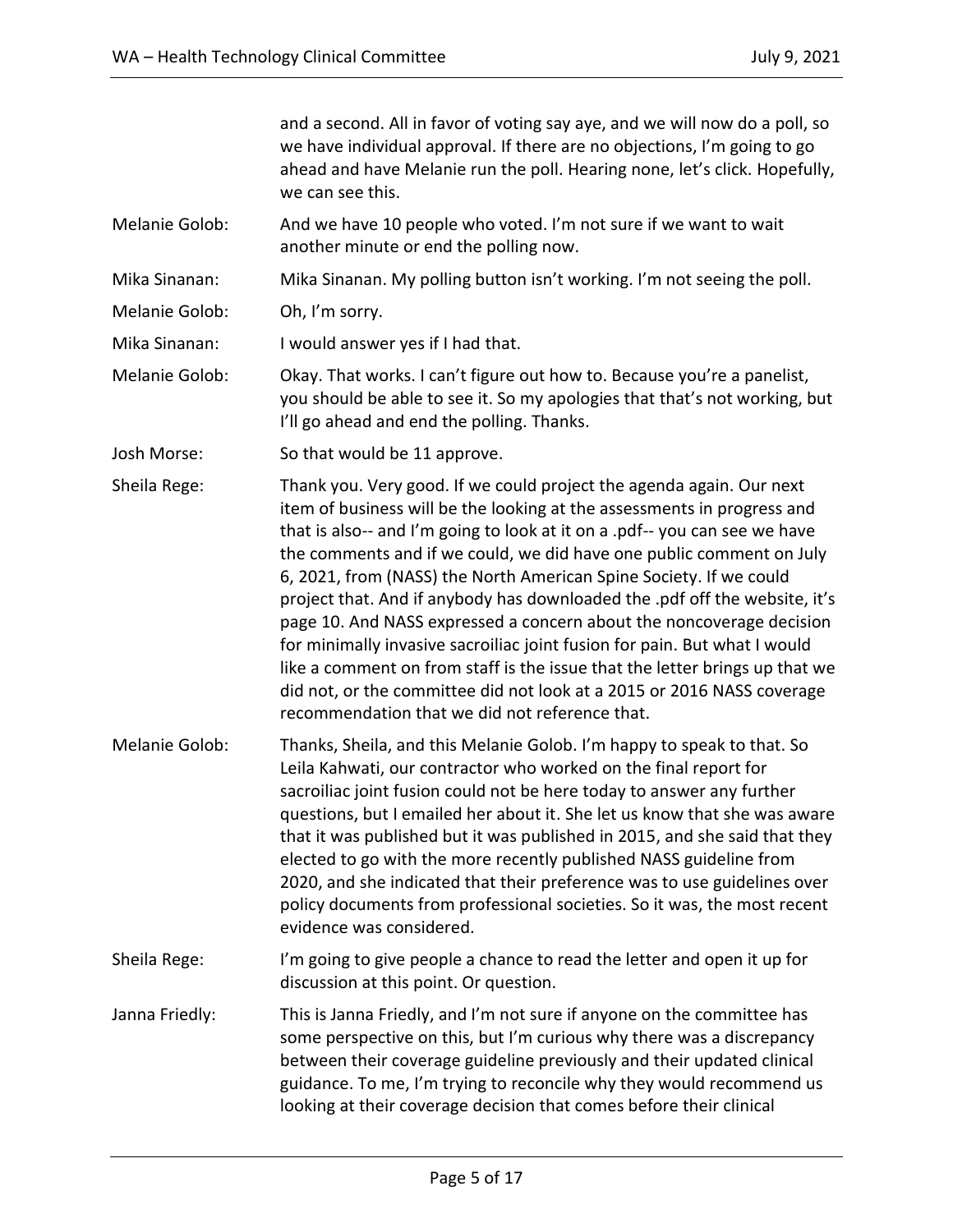and a second. All in favor of voting say aye, and we will now do a poll, so we have individual approval. If there are no objections, I'm going to go ahead and have Melanie run the poll. Hearing none, let's click. Hopefully, we can see this.

Melanie Golob: And we have 10 people who voted. I'm not sure if we want to wait another minute or end the polling now.

Mika Sinanan: Mika Sinanan. My polling button isn't working. I'm not seeing the poll.

Melanie Golob: Oh, I'm sorry.

Mika Sinanan: I would answer yes if I had that.

Melanie Golob: Okay. That works. I can't figure out how to. Because you're a panelist, you should be able to see it. So my apologies that that's not working, but I'll go ahead and end the polling. Thanks.

Josh Morse: So that would be 11 approve.

Sheila Rege: Thank you. Very good. If we could project the agenda again. Our next item of business will be the looking at the assessments in progress and that is also-- and I'm going to look at it on a .pdf-- you can see we have the comments and if we could, we did have one public comment on July 6, 2021, from (NASS) the North American Spine Society. If we could project that. And if anybody has downloaded the .pdf off the website, it's page 10. And NASS expressed a concern about the noncoverage decision for minimally invasive sacroiliac joint fusion for pain. But what I would like a comment on from staff is the issue that the letter brings up that we did not, or the committee did not look at a 2015 or 2016 NASS coverage recommendation that we did not reference that.

Melanie Golob: Thanks, Sheila, and this Melanie Golob. I'm happy to speak to that. So Leila Kahwati, our contractor who worked on the final report for sacroiliac joint fusion could not be here today to answer any further questions, but I emailed her about it. She let us know that she was aware that it was published but it was published in 2015, and she said that they elected to go with the more recently published NASS guideline from 2020, and she indicated that their preference was to use guidelines over policy documents from professional societies. So it was, the most recent evidence was considered.

Sheila Rege: I'm going to give people a chance to read the letter and open it up for discussion at this point. Or question.

Janna Friedly: This is Janna Friedly, and I'm not sure if anyone on the committee has some perspective on this, but I'm curious why there was a discrepancy between their coverage guideline previously and their updated clinical guidance. To me, I'm trying to reconcile why they would recommend us looking at their coverage decision that comes before their clinical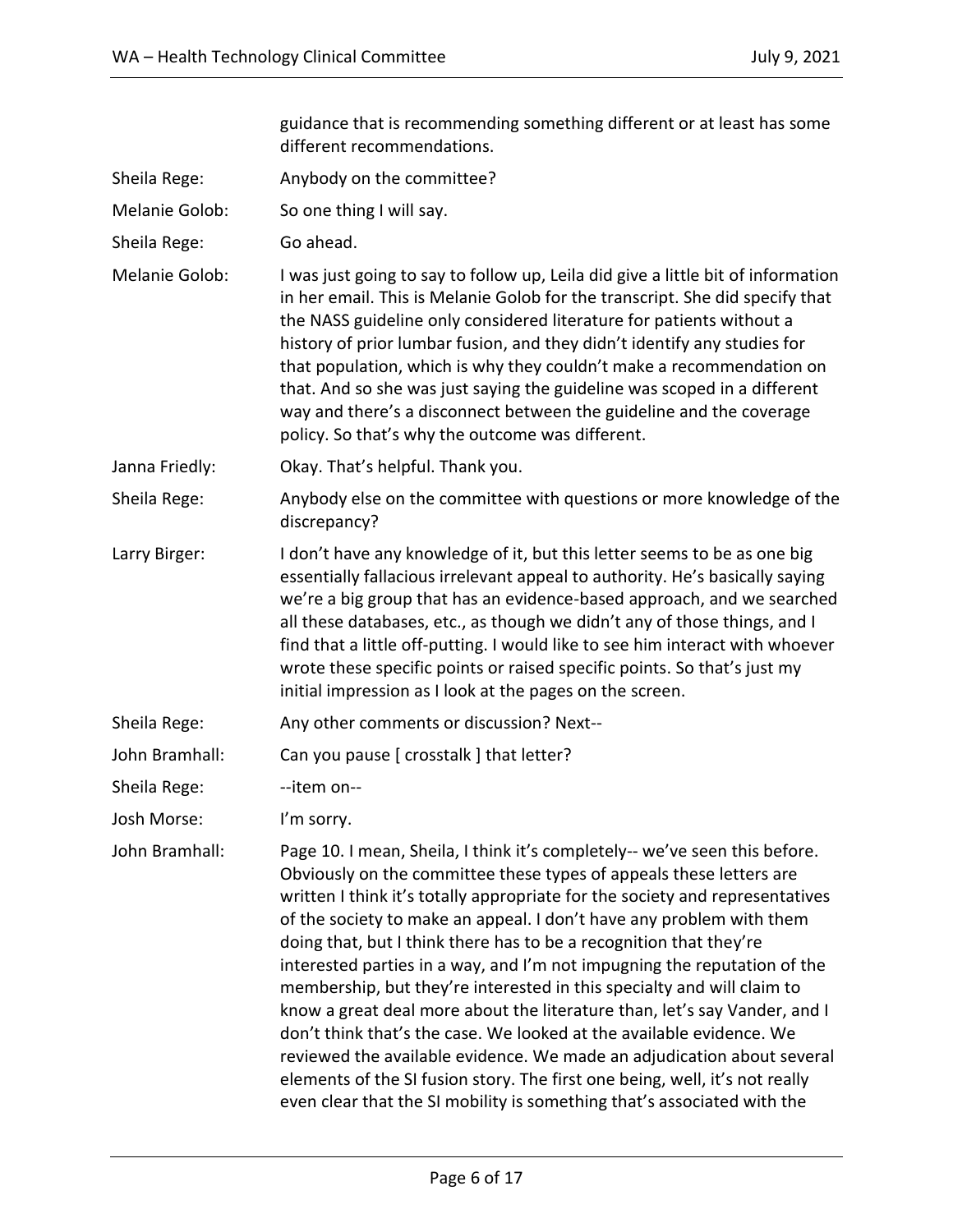guidance that is recommending something different or at least has some different recommendations.

| | |
|---|---|
| Sheila Rege: | Anybody on the committee? |
| Melanie Golob: | So one thing I will say. |
| Sheila Rege: | Go ahead. |
| Melanie Golob: | I was just going to say to follow up, Leila did give a little bit of information in her email. This is Melanie Golob for the transcript. She did specify that the NASS guideline only considered literature for patients without a history of prior lumbar fusion, and they didn't identify any studies for that population, which is why they couldn't make a recommendation on that. And so she was just saying the guideline was scoped in a different way and there's a disconnect between the guideline and the coverage policy. So that's why the outcome was different. |
| Janna Friedly: | Okay. That's helpful. Thank you. |
| Sheila Rege: | Anybody else on the committee with questions or more knowledge of the discrepancy? |
| Larry Birger: | I don't have any knowledge of it, but this letter seems to be as one big essentially fallacious irrelevant appeal to authority. He's basically saying we're a big group that has an evidence-based approach, and we searched all these databases, etc., as though we didn't any of those things, and I find that a little off-putting. I would like to see him interact with whoever wrote these specific points or raised specific points. So that's just my initial impression as I look at the pages on the screen. |
| Sheila Rege: | Any other comments or discussion? Next-- |
| John Bramhall: | Can you pause [ crosstalk ] that letter? |
| Sheila Rege: | --item on-- |
| Josh Morse: | I'm sorry. |
| John Bramhall: | Page 10. I mean, Sheila, I think it's completely-- we've seen this before. Obviously on the committee these types of appeals these letters are written I think it's totally appropriate for the society and representatives of the society to make an appeal. I don't have any problem with them doing that, but I think there has to be a recognition that they're interested parties in a way, and I'm not impugning the reputation of the membership, but they're interested in this specialty and will claim to know a great deal more about the literature than, let's say Vander, and I don't think that's the case. We looked at the available evidence. We reviewed the available evidence. We made an adjudication about several elements of the SI fusion story. The first one being, well, it's not really even clear that the SI mobility is something that's associated with the |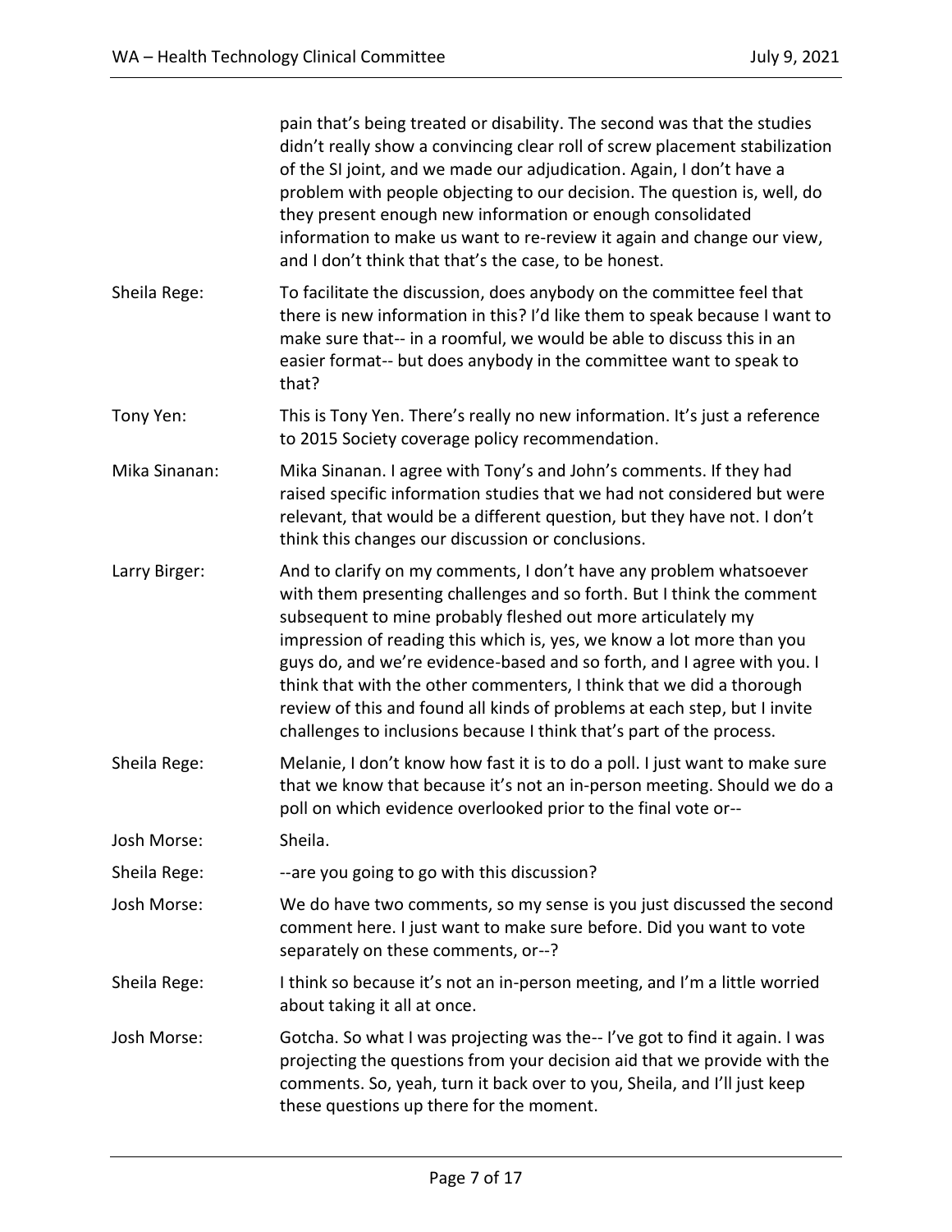pain that's being treated or disability. The second was that the studies didn't really show a convincing clear roll of screw placement stabilization of the SI joint, and we made our adjudication. Again, I don't have a problem with people objecting to our decision. The question is, well, do they present enough new information or enough consolidated information to make us want to re-review it again and change our view, and I don't think that that's the case, to be honest.

| | |
|---|---|
| Sheila Rege: | To facilitate the discussion, does anybody on the committee feel that there is new information in this? I'd like them to speak because I want to make sure that-- in a roomful, we would be able to discuss this in an easier format-- but does anybody in the committee want to speak to that? |
| Tony Yen: | This is Tony Yen. There's really no new information. It's just a reference to 2015 Society coverage policy recommendation. |
| Mika Sinanan: | Mika Sinanan. I agree with Tony's and John's comments. If they had raised specific information studies that we had not considered but were relevant, that would be a different question, but they have not. I don't think this changes our discussion or conclusions. |
| Larry Birger: | And to clarify on my comments, I don't have any problem whatsoever with them presenting challenges and so forth. But I think the comment subsequent to mine probably fleshed out more articulately my impression of reading this which is, yes, we know a lot more than you guys do, and we're evidence-based and so forth, and I agree with you. I think that with the other commenters, I think that we did a thorough review of this and found all kinds of problems at each step, but I invite challenges to inclusions because I think that's part of the process. |
| Sheila Rege: | Melanie, I don't know how fast it is to do a poll. I just want to make sure that we know that because it's not an in-person meeting. Should we do a poll on which evidence overlooked prior to the final vote or-- |
| Josh Morse: | Sheila. |
| Sheila Rege: | --are you going to go with this discussion? |
| Josh Morse: | We do have two comments, so my sense is you just discussed the second comment here. I just want to make sure before. Did you want to vote separately on these comments, or--? |
| Sheila Rege: | I think so because it's not an in-person meeting, and I'm a little worried about taking it all at once. |
| Josh Morse: | Gotcha. So what I was projecting was the-- I've got to find it again. I was projecting the questions from your decision aid that we provide with the comments. So, yeah, turn it back over to you, Sheila, and I'll just keep these questions up there for the moment. |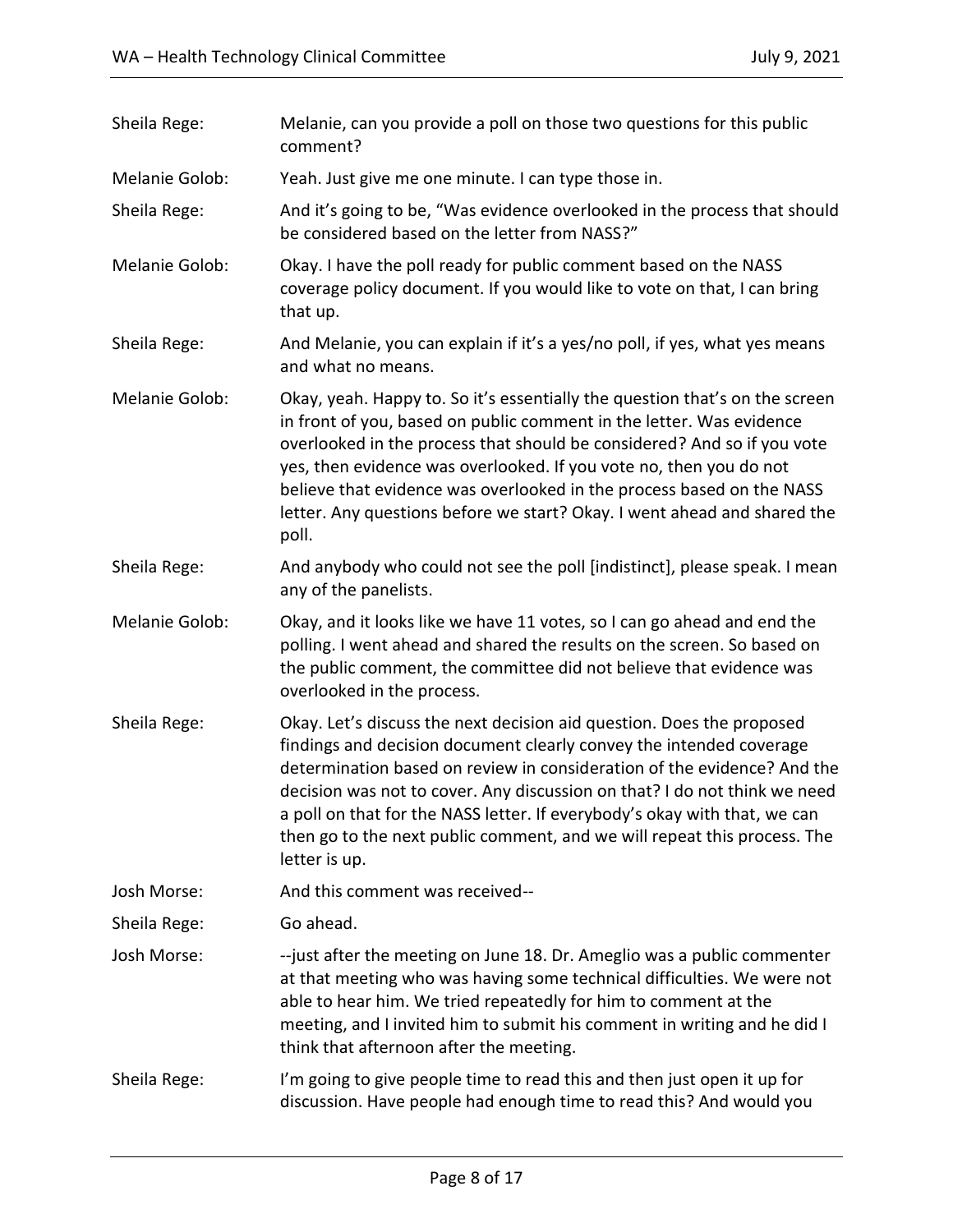Sheila Rege: Melanie, can you provide a poll on those two questions for this public comment?

Melanie Golob: Yeah. Just give me one minute. I can type those in.

Sheila Rege: And it's going to be, "Was evidence overlooked in the process that should be considered based on the letter from NASS?"

Melanie Golob: Okay. I have the poll ready for public comment based on the NASS coverage policy document. If you would like to vote on that, I can bring that up.

Sheila Rege: And Melanie, you can explain if it's a yes/no poll, if yes, what yes means and what no means.

Melanie Golob: Okay, yeah. Happy to. So it's essentially the question that's on the screen in front of you, based on public comment in the letter. Was evidence overlooked in the process that should be considered? And so if you vote yes, then evidence was overlooked. If you vote no, then you do not believe that evidence was overlooked in the process based on the NASS letter. Any questions before we start? Okay. I went ahead and shared the poll.

Sheila Rege: And anybody who could not see the poll [indistinct], please speak. I mean any of the panelists.

Melanie Golob: Okay, and it looks like we have 11 votes, so I can go ahead and end the polling. I went ahead and shared the results on the screen. So based on the public comment, the committee did not believe that evidence was overlooked in the process.

Sheila Rege: Okay. Let's discuss the next decision aid question. Does the proposed findings and decision document clearly convey the intended coverage determination based on review in consideration of the evidence? And the decision was not to cover. Any discussion on that? I do not think we need a poll on that for the NASS letter. If everybody's okay with that, we can then go to the next public comment, and we will repeat this process. The letter is up.

Josh Morse: And this comment was received--

Sheila Rege: Go ahead.

Josh Morse: --just after the meeting on June 18. Dr. Ameglio was a public commenter at that meeting who was having some technical difficulties. We were not able to hear him. We tried repeatedly for him to comment at the meeting, and I invited him to submit his comment in writing and he did I think that afternoon after the meeting.

Sheila Rege: I'm going to give people time to read this and then just open it up for discussion. Have people had enough time to read this? And would you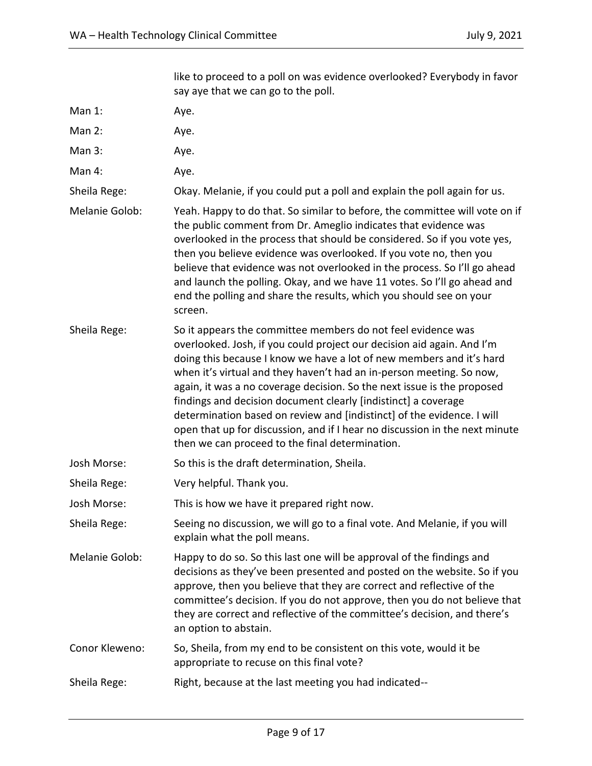like to proceed to a poll on was evidence overlooked? Everybody in favor say aye that we can go to the poll.

Man 1: Aye.

Man 2: Aye.

Man 3: Aye.

Man 4: Aye.

Sheila Rege: Okay. Melanie, if you could put a poll and explain the poll again for us.

Melanie Golob: Yeah. Happy to do that. So similar to before, the committee will vote on if the public comment from Dr. Ameglio indicates that evidence was overlooked in the process that should be considered. So if you vote yes, then you believe evidence was overlooked. If you vote no, then you believe that evidence was not overlooked in the process. So I'll go ahead and launch the polling. Okay, and we have 11 votes. So I'll go ahead and end the polling and share the results, which you should see on your screen.

Sheila Rege: So it appears the committee members do not feel evidence was overlooked. Josh, if you could project our decision aid again. And I'm doing this because I know we have a lot of new members and it's hard when it's virtual and they haven't had an in-person meeting. So now, again, it was a no coverage decision. So the next issue is the proposed findings and decision document clearly [indistinct] a coverage determination based on review and [indistinct] of the evidence. I will open that up for discussion, and if I hear no discussion in the next minute then we can proceed to the final determination.

Josh Morse: So this is the draft determination, Sheila.

Sheila Rege: Very helpful. Thank you.

Josh Morse: This is how we have it prepared right now.

Sheila Rege: Seeing no discussion, we will go to a final vote. And Melanie, if you will explain what the poll means.

Melanie Golob: Happy to do so. So this last one will be approval of the findings and decisions as they've been presented and posted on the website. So if you approve, then you believe that they are correct and reflective of the committee's decision. If you do not approve, then you do not believe that they are correct and reflective of the committee's decision, and there's an option to abstain.

Conor Kleweno: So, Sheila, from my end to be consistent on this vote, would it be appropriate to recuse on this final vote?

Sheila Rege: Right, because at the last meeting you had indicated--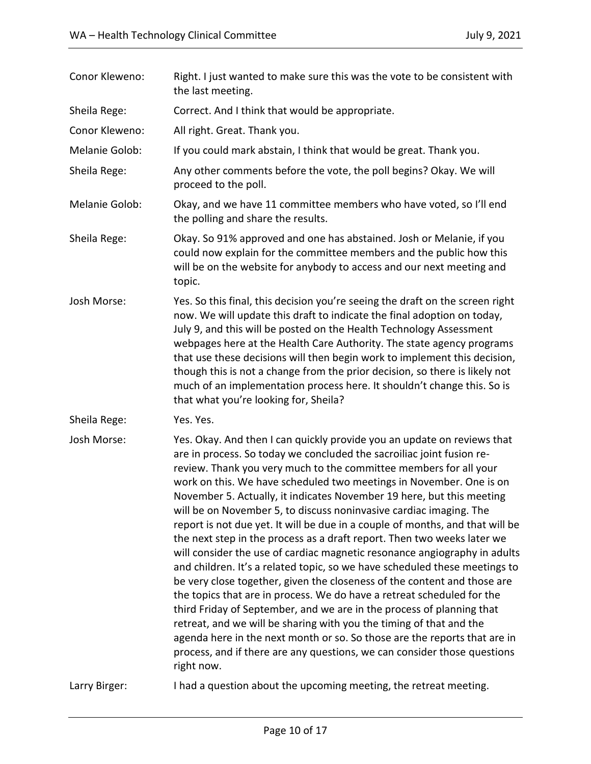Conor Kleweno: Right. I just wanted to make sure this was the vote to be consistent with the last meeting.

Sheila Rege: Correct. And I think that would be appropriate.

Conor Kleweno: All right. Great. Thank you.

Melanie Golob: If you could mark abstain, I think that would be great. Thank you.

Sheila Rege: Any other comments before the vote, the poll begins? Okay. We will proceed to the poll.

Melanie Golob: Okay, and we have 11 committee members who have voted, so I'll end the polling and share the results.

Sheila Rege: Okay. So 91% approved and one has abstained. Josh or Melanie, if you could now explain for the committee members and the public how this will be on the website for anybody to access and our next meeting and topic.

Josh Morse: Yes. So this final, this decision you're seeing the draft on the screen right now. We will update this draft to indicate the final adoption on today, July 9, and this will be posted on the Health Technology Assessment webpages here at the Health Care Authority. The state agency programs that use these decisions will then begin work to implement this decision, though this is not a change from the prior decision, so there is likely not much of an implementation process here. It shouldn't change this. So is that what you're looking for, Sheila?

Sheila Rege: Yes. Yes.

Josh Morse: Yes. Okay. And then I can quickly provide you an update on reviews that are in process. So today we concluded the sacroiliac joint fusion re-review. Thank you very much to the committee members for all your work on this. We have scheduled two meetings in November. One is on November 5. Actually, it indicates November 19 here, but this meeting will be on November 5, to discuss noninvasive cardiac imaging. The report is not due yet. It will be due in a couple of months, and that will be the next step in the process as a draft report. Then two weeks later we will consider the use of cardiac magnetic resonance angiography in adults and children. It's a related topic, so we have scheduled these meetings to be very close together, given the closeness of the content and those are the topics that are in process. We do have a retreat scheduled for the third Friday of September, and we are in the process of planning that retreat, and we will be sharing with you the timing of that and the agenda here in the next month or so. So those are the reports that are in process, and if there are any questions, we can consider those questions right now.

Larry Birger: I had a question about the upcoming meeting, the retreat meeting.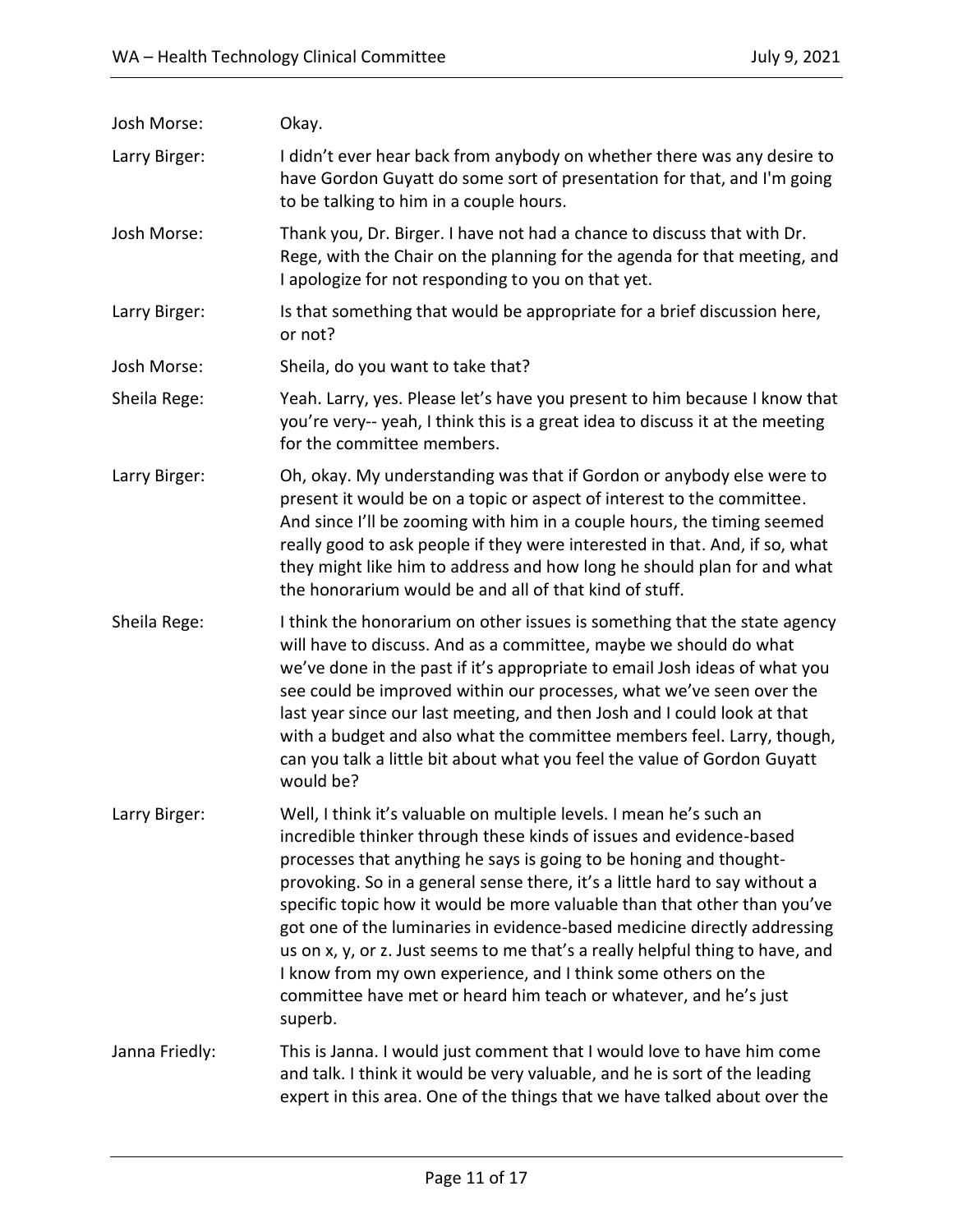Josh Morse: Okay.

Larry Birger: I didn't ever hear back from anybody on whether there was any desire to have Gordon Guyatt do some sort of presentation for that, and I'm going to be talking to him in a couple hours.

Josh Morse: Thank you, Dr. Birger. I have not had a chance to discuss that with Dr. Rege, with the Chair on the planning for the agenda for that meeting, and I apologize for not responding to you on that yet.

Larry Birger: Is that something that would be appropriate for a brief discussion here, or not?

Josh Morse: Sheila, do you want to take that?

Sheila Rege: Yeah. Larry, yes. Please let's have you present to him because I know that you're very-- yeah, I think this is a great idea to discuss it at the meeting for the committee members.

Larry Birger: Oh, okay. My understanding was that if Gordon or anybody else were to present it would be on a topic or aspect of interest to the committee. And since I'll be zooming with him in a couple hours, the timing seemed really good to ask people if they were interested in that. And, if so, what they might like him to address and how long he should plan for and what the honorarium would be and all of that kind of stuff.

Sheila Rege: I think the honorarium on other issues is something that the state agency will have to discuss. And as a committee, maybe we should do what we've done in the past if it's appropriate to email Josh ideas of what you see could be improved within our processes, what we've seen over the last year since our last meeting, and then Josh and I could look at that with a budget and also what the committee members feel. Larry, though, can you talk a little bit about what you feel the value of Gordon Guyatt would be?

Larry Birger: Well, I think it's valuable on multiple levels. I mean he's such an incredible thinker through these kinds of issues and evidence-based processes that anything he says is going to be honing and thought-provoking. So in a general sense there, it's a little hard to say without a specific topic how it would be more valuable than that other than you've got one of the luminaries in evidence-based medicine directly addressing us on x, y, or z. Just seems to me that's a really helpful thing to have, and I know from my own experience, and I think some others on the committee have met or heard him teach or whatever, and he's just superb.

Janna Friedly: This is Janna. I would just comment that I would love to have him come and talk. I think it would be very valuable, and he is sort of the leading expert in this area. One of the things that we have talked about over the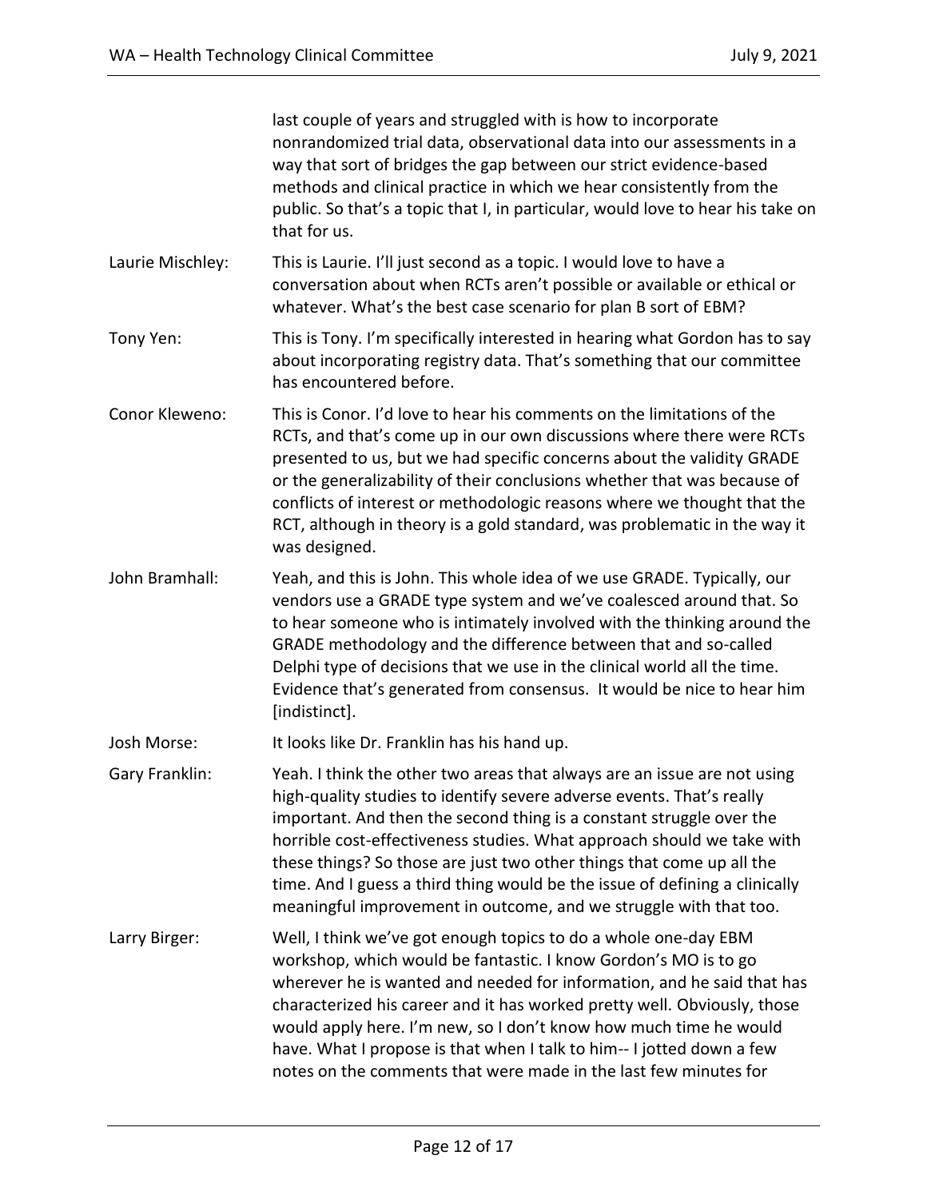last couple of years and struggled with is how to incorporate nonrandomized trial data, observational data into our assessments in a way that sort of bridges the gap between our strict evidence-based methods and clinical practice in which we hear consistently from the public. So that's a topic that I, in particular, would love to hear his take on that for us.

**Laurie Mischley:** This is Laurie. I'll just second as a topic. I would love to have a conversation about when RCTs aren't possible or available or ethical or whatever. What's the best case scenario for plan B sort of EBM?

**Tony Yen:** This is Tony. I'm specifically interested in hearing what Gordon has to say about incorporating registry data. That's something that our committee has encountered before.

**Conor Kleweno:** This is Conor. I'd love to hear his comments on the limitations of the RCTs, and that's come up in our own discussions where there were RCTs presented to us, but we had specific concerns about the validity GRADE or the generalizability of their conclusions whether that was because of conflicts of interest or methodologic reasons where we thought that the RCT, although in theory is a gold standard, was problematic in the way it was designed.

**John Bramhall:** Yeah, and this is John. This whole idea of we use GRADE. Typically, our vendors use a GRADE type system and we've coalesced around that. So to hear someone who is intimately involved with the thinking around the GRADE methodology and the difference between that and so-called Delphi type of decisions that we use in the clinical world all the time. Evidence that's generated from consensus. It would be nice to hear him [indistinct].

**Josh Morse:** It looks like Dr. Franklin has his hand up.

**Gary Franklin:** Yeah. I think the other two areas that always are an issue are not using high-quality studies to identify severe adverse events. That's really important. And then the second thing is a constant struggle over the horrible cost-effectiveness studies. What approach should we take with these things? So those are just two other things that come up all the time. And I guess a third thing would be the issue of defining a clinically meaningful improvement in outcome, and we struggle with that too.

**Larry Birger:** Well, I think we've got enough topics to do a whole one-day EBM workshop, which would be fantastic. I know Gordon's MO is to go wherever he is wanted and needed for information, and he said that has characterized his career and it has worked pretty well. Obviously, those would apply here. I'm new, so I don't know how much time he would have. What I propose is that when I talk to him-- I jotted down a few notes on the comments that were made in the last few minutes for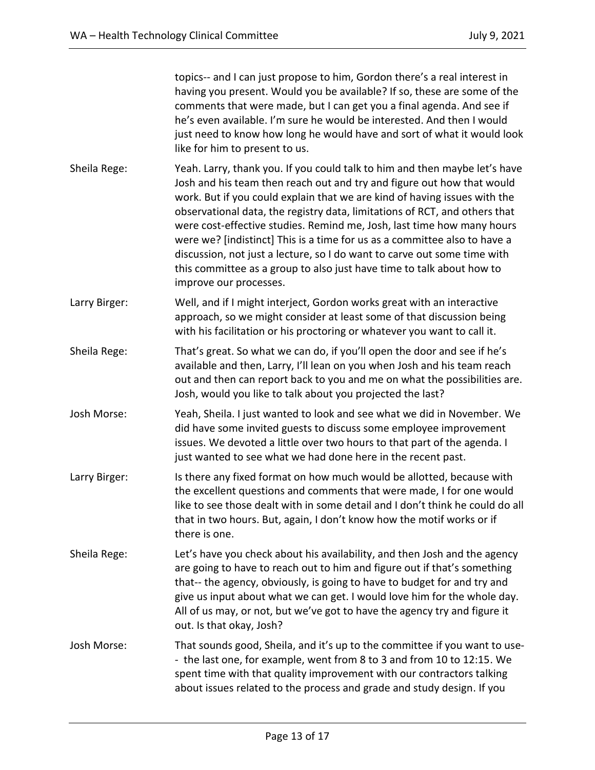topics-- and I can just propose to him, Gordon there's a real interest in having you present. Would you be available? If so, these are some of the comments that were made, but I can get you a final agenda. And see if he's even available. I'm sure he would be interested. And then I would just need to know how long he would have and sort of what it would look like for him to present to us.

Sheila Rege: Yeah. Larry, thank you. If you could talk to him and then maybe let's have Josh and his team then reach out and try and figure out how that would work. But if you could explain that we are kind of having issues with the observational data, the registry data, limitations of RCT, and others that were cost-effective studies. Remind me, Josh, last time how many hours were we? [indistinct] This is a time for us as a committee also to have a discussion, not just a lecture, so I do want to carve out some time with this committee as a group to also just have time to talk about how to improve our processes.

Larry Birger: Well, and if I might interject, Gordon works great with an interactive approach, so we might consider at least some of that discussion being with his facilitation or his proctoring or whatever you want to call it.

Sheila Rege: That's great. So what we can do, if you'll open the door and see if he's available and then, Larry, I'll lean on you when Josh and his team reach out and then can report back to you and me on what the possibilities are. Josh, would you like to talk about you projected the last?

Josh Morse: Yeah, Sheila. I just wanted to look and see what we did in November. We did have some invited guests to discuss some employee improvement issues. We devoted a little over two hours to that part of the agenda. I just wanted to see what we had done here in the recent past.

Larry Birger: Is there any fixed format on how much would be allotted, because with the excellent questions and comments that were made, I for one would like to see those dealt with in some detail and I don't think he could do all that in two hours. But, again, I don't know how the motif works or if there is one.

Sheila Rege: Let's have you check about his availability, and then Josh and the agency are going to have to reach out to him and figure out if that's something that-- the agency, obviously, is going to have to budget for and try and give us input about what we can get. I would love him for the whole day. All of us may, or not, but we've got to have the agency try and figure it out. Is that okay, Josh?

Josh Morse: That sounds good, Sheila, and it's up to the committee if you want to use-- the last one, for example, went from 8 to 3 and from 10 to 12:15. We spent time with that quality improvement with our contractors talking about issues related to the process and grade and study design. If you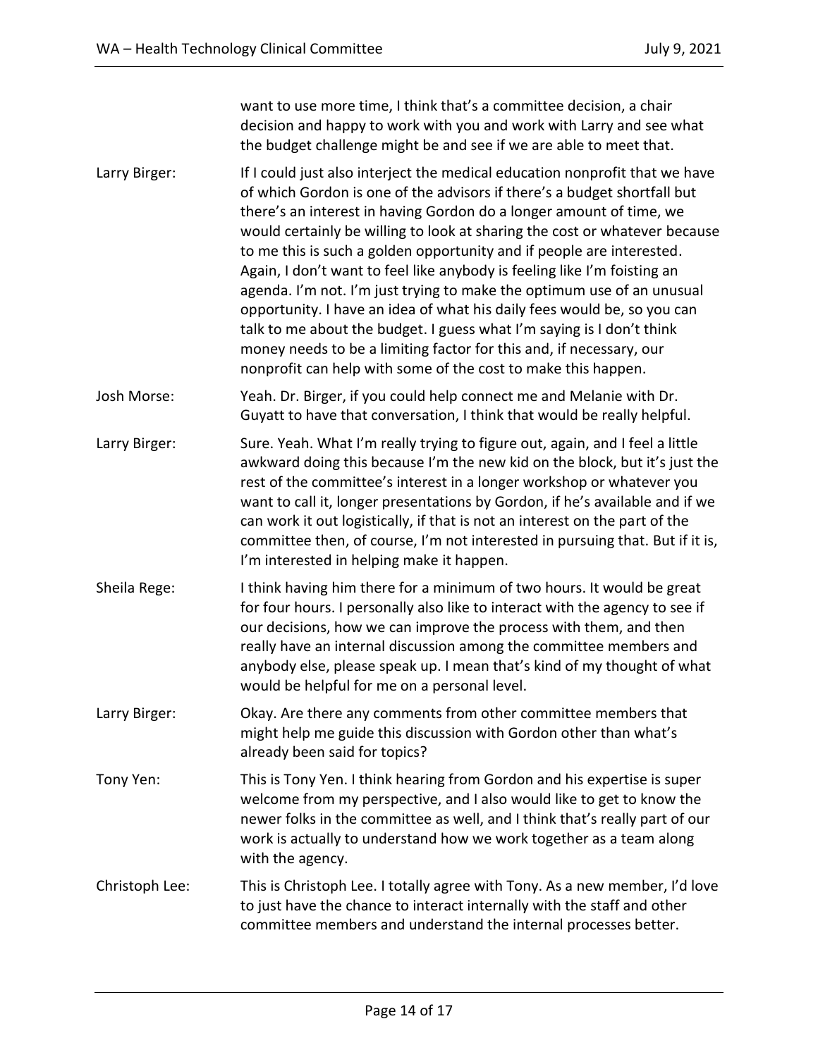want to use more time, I think that's a committee decision, a chair decision and happy to work with you and work with Larry and see what the budget challenge might be and see if we are able to meet that.

Larry Birger: If I could just also interject the medical education nonprofit that we have of which Gordon is one of the advisors if there's a budget shortfall but there's an interest in having Gordon do a longer amount of time, we would certainly be willing to look at sharing the cost or whatever because to me this is such a golden opportunity and if people are interested. Again, I don't want to feel like anybody is feeling like I'm foisting an agenda. I'm not. I'm just trying to make the optimum use of an unusual opportunity. I have an idea of what his daily fees would be, so you can talk to me about the budget. I guess what I'm saying is I don't think money needs to be a limiting factor for this and, if necessary, our nonprofit can help with some of the cost to make this happen.

Josh Morse: Yeah. Dr. Birger, if you could help connect me and Melanie with Dr. Guyatt to have that conversation, I think that would be really helpful.

Larry Birger: Sure. Yeah. What I'm really trying to figure out, again, and I feel a little awkward doing this because I'm the new kid on the block, but it's just the rest of the committee's interest in a longer workshop or whatever you want to call it, longer presentations by Gordon, if he's available and if we can work it out logistically, if that is not an interest on the part of the committee then, of course, I'm not interested in pursuing that. But if it is, I'm interested in helping make it happen.

Sheila Rege: I think having him there for a minimum of two hours. It would be great for four hours. I personally also like to interact with the agency to see if our decisions, how we can improve the process with them, and then really have an internal discussion among the committee members and anybody else, please speak up. I mean that's kind of my thought of what would be helpful for me on a personal level.

Larry Birger: Okay. Are there any comments from other committee members that might help me guide this discussion with Gordon other than what's already been said for topics?

Tony Yen: This is Tony Yen. I think hearing from Gordon and his expertise is super welcome from my perspective, and I also would like to get to know the newer folks in the committee as well, and I think that's really part of our work is actually to understand how we work together as a team along with the agency.

Christoph Lee: This is Christoph Lee. I totally agree with Tony. As a new member, I'd love to just have the chance to interact internally with the staff and other committee members and understand the internal processes better.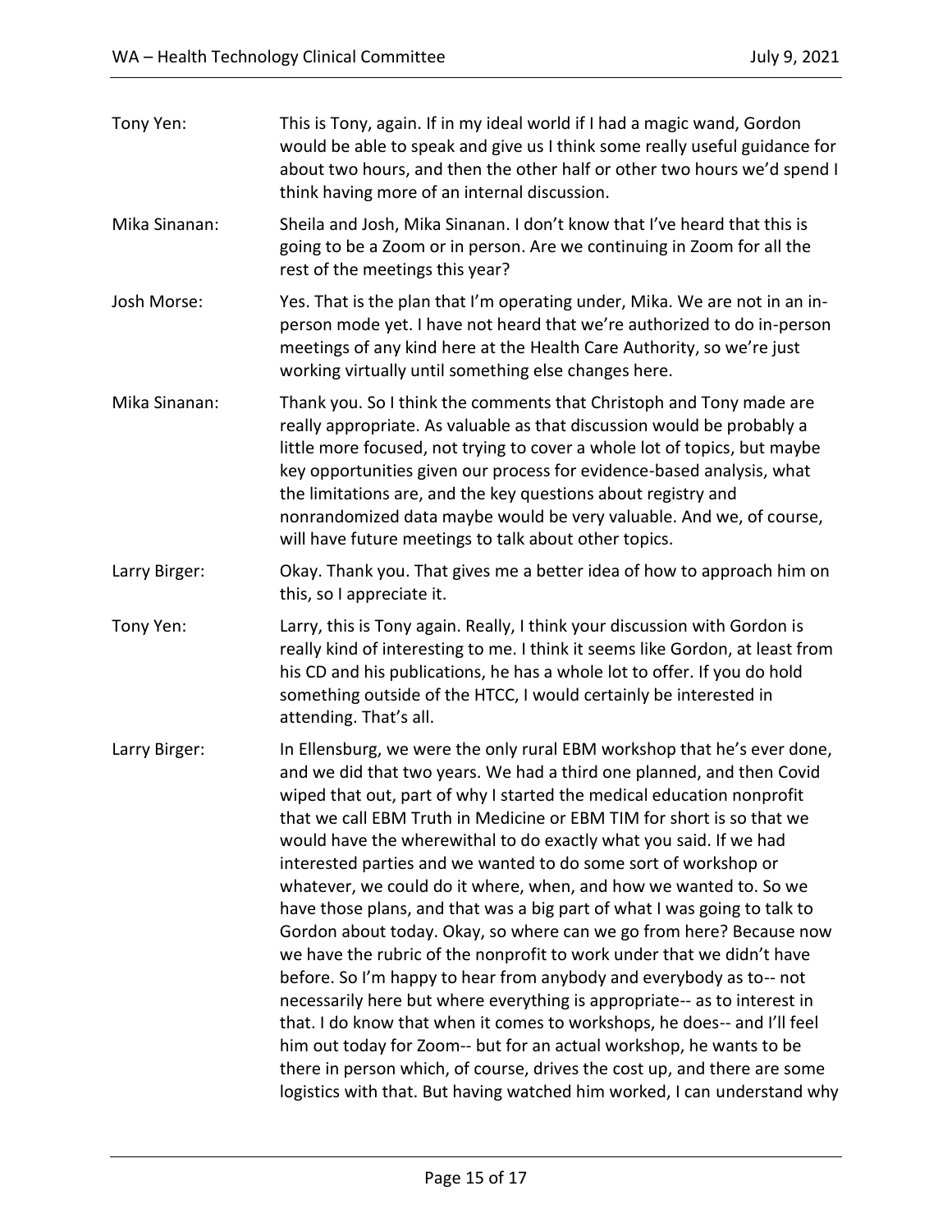**Tony Yen:** This is Tony, again. If in my ideal world if I had a magic wand, Gordon would be able to speak and give us I think some really useful guidance for about two hours, and then the other half or other two hours we'd spend I think having more of an internal discussion.

**Mika Sinanan:** Sheila and Josh, Mika Sinanan. I don't know that I've heard that this is going to be a Zoom or in person. Are we continuing in Zoom for all the rest of the meetings this year?

**Josh Morse:** Yes. That is the plan that I'm operating under, Mika. We are not in an in-person mode yet. I have not heard that we're authorized to do in-person meetings of any kind here at the Health Care Authority, so we're just working virtually until something else changes here.

**Mika Sinanan:** Thank you. So I think the comments that Christoph and Tony made are really appropriate. As valuable as that discussion would be probably a little more focused, not trying to cover a whole lot of topics, but maybe key opportunities given our process for evidence-based analysis, what the limitations are, and the key questions about registry and nonrandomized data maybe would be very valuable. And we, of course, will have future meetings to talk about other topics.

**Larry Birger:** Okay. Thank you. That gives me a better idea of how to approach him on this, so I appreciate it.

**Tony Yen:** Larry, this is Tony again. Really, I think your discussion with Gordon is really kind of interesting to me. I think it seems like Gordon, at least from his CD and his publications, he has a whole lot to offer. If you do hold something outside of the HTCC, I would certainly be interested in attending. That's all.

**Larry Birger:** In Ellensburg, we were the only rural EBM workshop that he's ever done, and we did that two years. We had a third one planned, and then Covid wiped that out, part of why I started the medical education nonprofit that we call EBM Truth in Medicine or EBM TIM for short is so that we would have the wherewithal to do exactly what you said. If we had interested parties and we wanted to do some sort of workshop or whatever, we could do it where, when, and how we wanted to. So we have those plans, and that was a big part of what I was going to talk to Gordon about today. Okay, so where can we go from here? Because now we have the rubric of the nonprofit to work under that we didn't have before. So I'm happy to hear from anybody and everybody as to-- not necessarily here but where everything is appropriate-- as to interest in that. I do know that when it comes to workshops, he does-- and I'll feel him out today for Zoom-- but for an actual workshop, he wants to be there in person which, of course, drives the cost up, and there are some logistics with that. But having watched him worked, I can understand why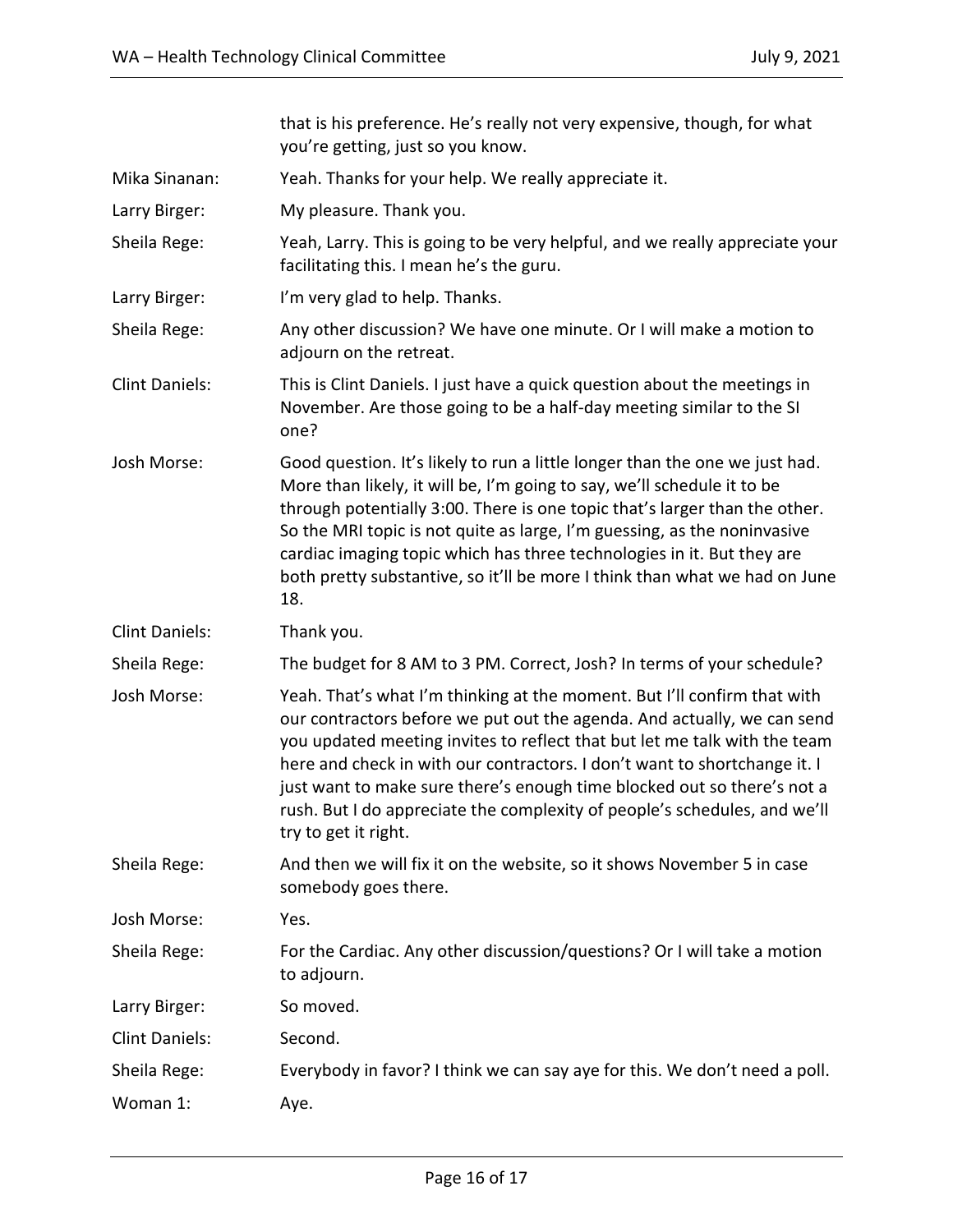| | |
|---|---|
| | that is his preference. He's really not very expensive, though, for what you're getting, just so you know. |
| Mika Sinanan: | Yeah. Thanks for your help. We really appreciate it. |
| Larry Birger: | My pleasure. Thank you. |
| Sheila Rege: | Yeah, Larry. This is going to be very helpful, and we really appreciate your facilitating this. I mean he's the guru. |
| Larry Birger: | I'm very glad to help. Thanks. |
| Sheila Rege: | Any other discussion? We have one minute. Or I will make a motion to adjourn on the retreat. |
| Clint Daniels: | This is Clint Daniels. I just have a quick question about the meetings in November. Are those going to be a half-day meeting similar to the SI one? |
| Josh Morse: | Good question. It's likely to run a little longer than the one we just had. More than likely, it will be, I'm going to say, we'll schedule it to be through potentially 3:00. There is one topic that's larger than the other. So the MRI topic is not quite as large, I'm guessing, as the noninvasive cardiac imaging topic which has three technologies in it. But they are both pretty substantive, so it'll be more I think than what we had on June 18. |
| Clint Daniels: | Thank you. |
| Sheila Rege: | The budget for 8 AM to 3 PM. Correct, Josh? In terms of your schedule? |
| Josh Morse: | Yeah. That's what I'm thinking at the moment. But I'll confirm that with our contractors before we put out the agenda. And actually, we can send you updated meeting invites to reflect that but let me talk with the team here and check in with our contractors. I don't want to shortchange it. I just want to make sure there's enough time blocked out so there's not a rush. But I do appreciate the complexity of people's schedules, and we'll try to get it right. |
| Sheila Rege: | And then we will fix it on the website, so it shows November 5 in case somebody goes there. |
| Josh Morse: | Yes. |
| Sheila Rege: | For the Cardiac. Any other discussion/questions? Or I will take a motion to adjourn. |
| Larry Birger: | So moved. |
| Clint Daniels: | Second. |
| Sheila Rege: | Everybody in favor? I think we can say aye for this. We don't need a poll. |
| Woman 1: | Aye. |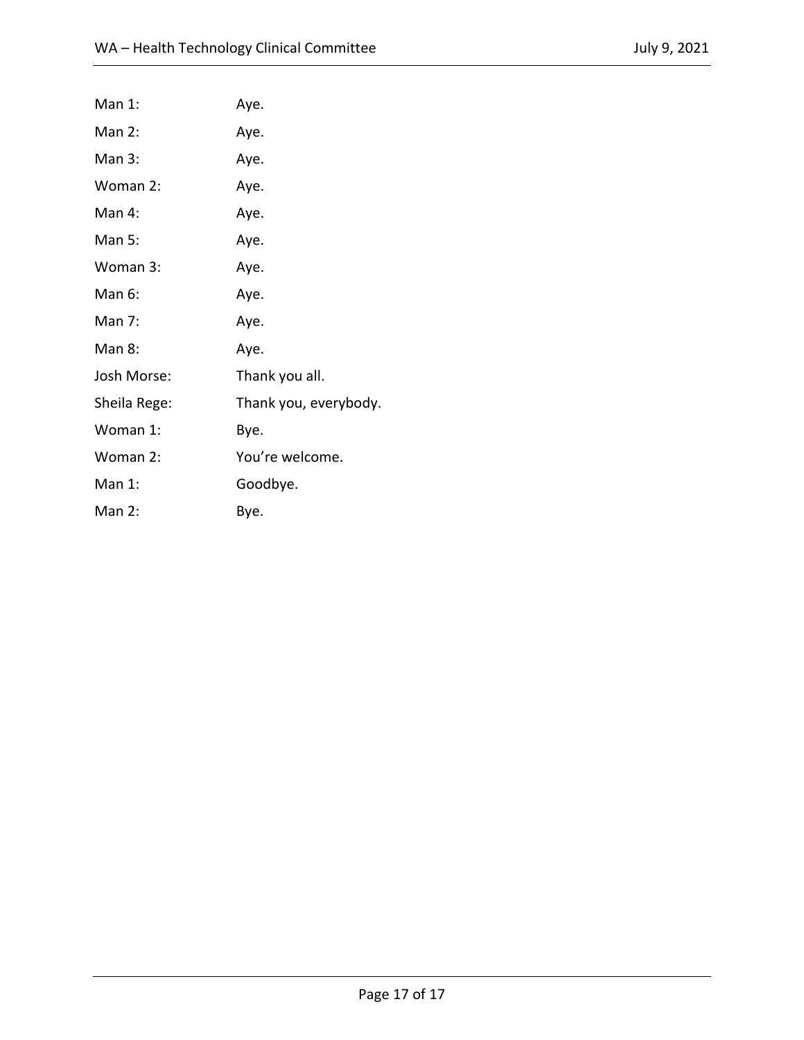| | |
|---|---|
| Man 1: | Aye. |
| Man 2: | Aye. |
| Man 3: | Aye. |
| Woman 2: | Aye. |
| Man 4: | Aye. |
| Man 5: | Aye. |
| Woman 3: | Aye. |
| Man 6: | Aye. |
| Man 7: | Aye. |
| Man 8: | Aye. |
| Josh Morse: | Thank you all. |
| Sheila Rege: | Thank you, everybody. |
| Woman 1: | Bye. |
| Woman 2: | You're welcome. |
| Man 1: | Goodbye. |
| Man 2: | Bye. |